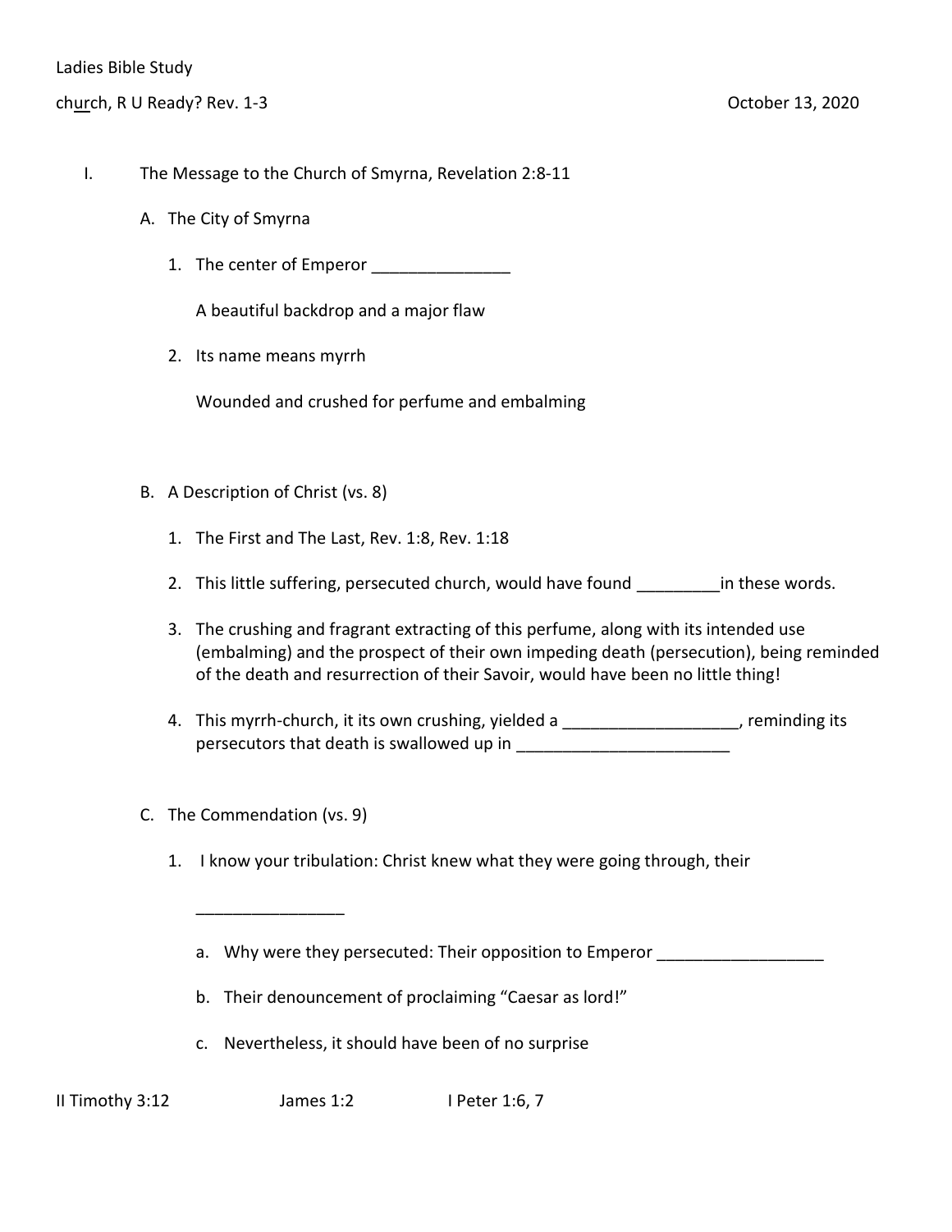Ladies Bible Study

church, R U Ready? Rev. 1-3 October 13, 2020

I. The Message to the Church of Smyrna, Revelation 2:8-11

A. The City of Smyrna

1. The center of Emperor _______________

   A beautiful backdrop and a major flaw

2. Its name means myrrh

   Wounded and crushed for perfume and embalming

B. A Description of Christ (vs. 8)

1. The First and The Last, Rev. 1:8, Rev. 1:18
2. This little suffering, persecuted church, would have found _________in these words.
3. The crushing and fragrant extracting of this perfume, along with its intended use (embalming) and the prospect of their own impeding death (persecution), being reminded of the death and resurrection of their Savoir, would have been no little thing!
4. This myrrh-church, it its own crushing, yielded a ___________________, reminding its persecutors that death is swallowed up in _______________________

C. The Commendation (vs. 9)

1. I know your tribulation: Christ knew what they were going through, their

   ________________

   a. Why were they persecuted: Their opposition to Emperor __________________
   b. Their denouncement of proclaiming "Caesar as lord!"
   c. Nevertheless, it should have been of no surprise

II Timothy 3:12 James 1:2 I Peter 1:6, 7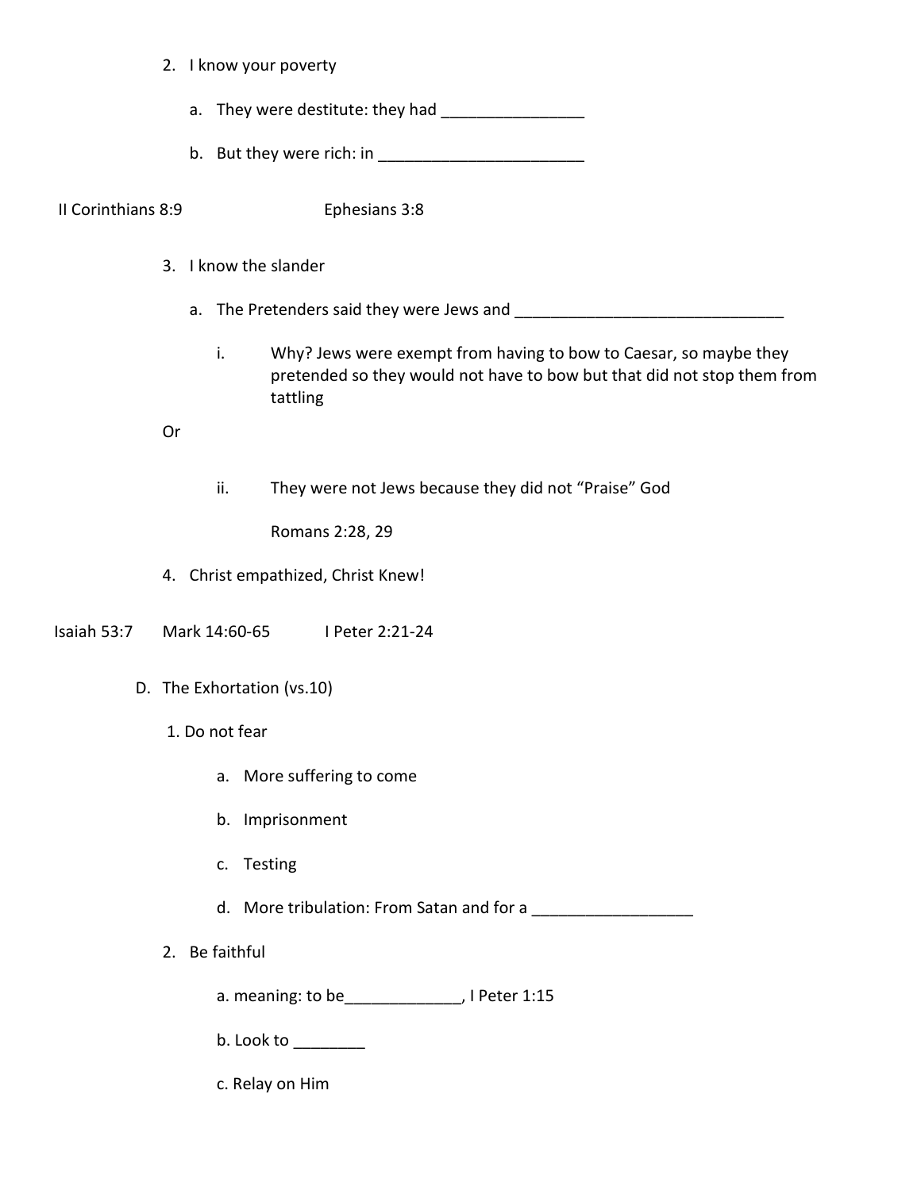2. I know your poverty

    a. They were destitute: they had ________________

    b. But they were rich: in _______________________

II Corinthians 8:9 Ephesians 3:8

3. I know the slander

    a. The Pretenders said they were Jews and _______________________________

        i. Why? Jews were exempt from having to bow to Caesar, so maybe they pretended so they would not have to bow but that did not stop them from tattling

Or

        ii. They were not Jews because they did not "Praise" God

            Romans 2:28, 29

4. Christ empathized, Christ Knew!

Isaiah 53:7 Mark 14:60-65 I Peter 2:21-24

D. The Exhortation (vs.10)

1. Do not fear

    a. More suffering to come

    b. Imprisonment

    c. Testing

    d. More tribulation: From Satan and for a __________________

2. Be faithful

    a. meaning: to be_____________, I Peter 1:15

    b. Look to ________

    c. Relay on Him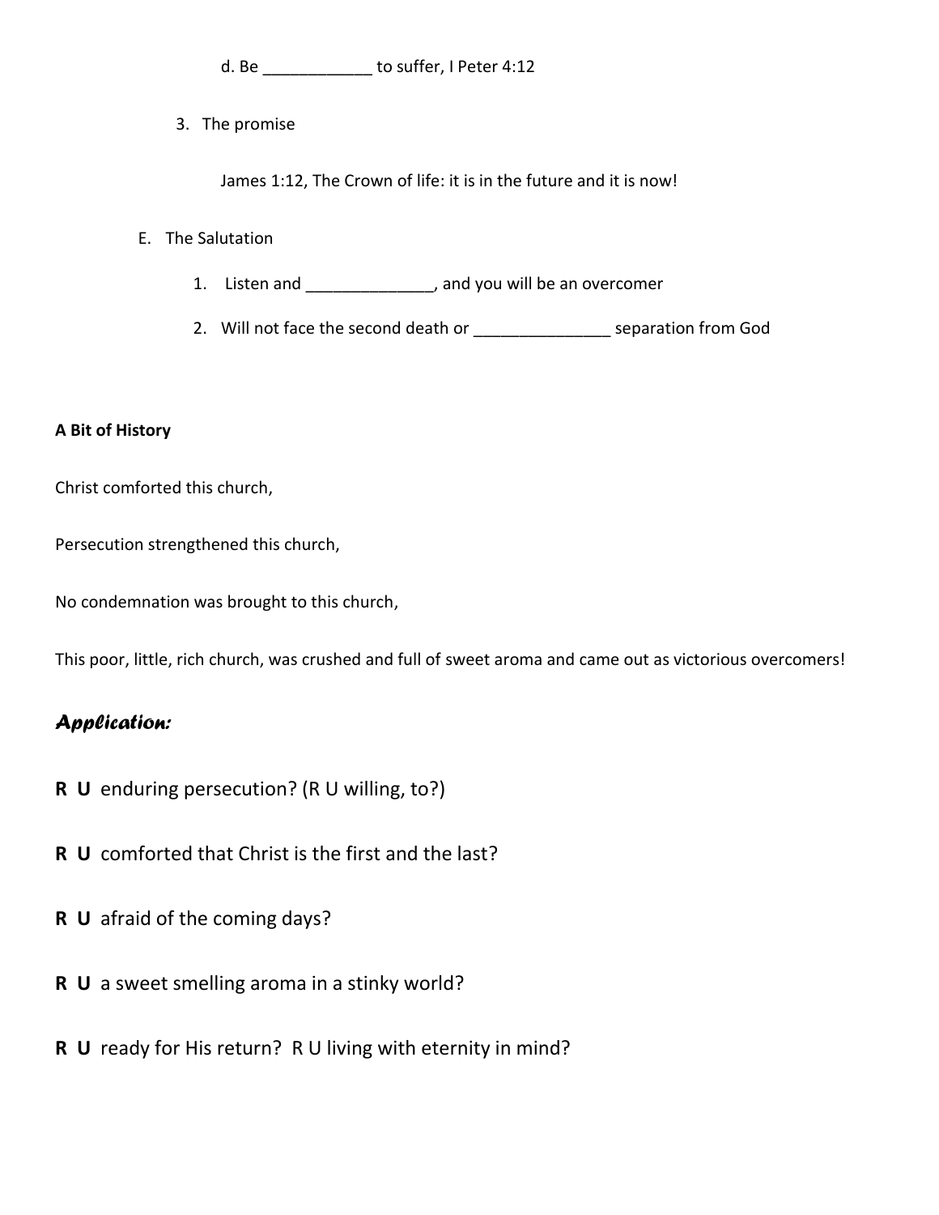d. Be ____________ to suffer, I Peter 4:12

3. The promise

James 1:12, The Crown of life: it is in the future and it is now!

E. The Salutation

1. Listen and ______________, and you will be an overcomer
2. Will not face the second death or _______________ separation from God

**A Bit of History**

Christ comforted this church,

Persecution strengthened this church,

No condemnation was brought to this church,

This poor, little, rich church, was crushed and full of sweet aroma and came out as victorious overcomers!

## *Application:*

**R U** enduring persecution? (R U willing, to?)

**R U** comforted that Christ is the first and the last?

**R U** afraid of the coming days?

**R U** a sweet smelling aroma in a stinky world?

**R U** ready for His return? R U living with eternity in mind?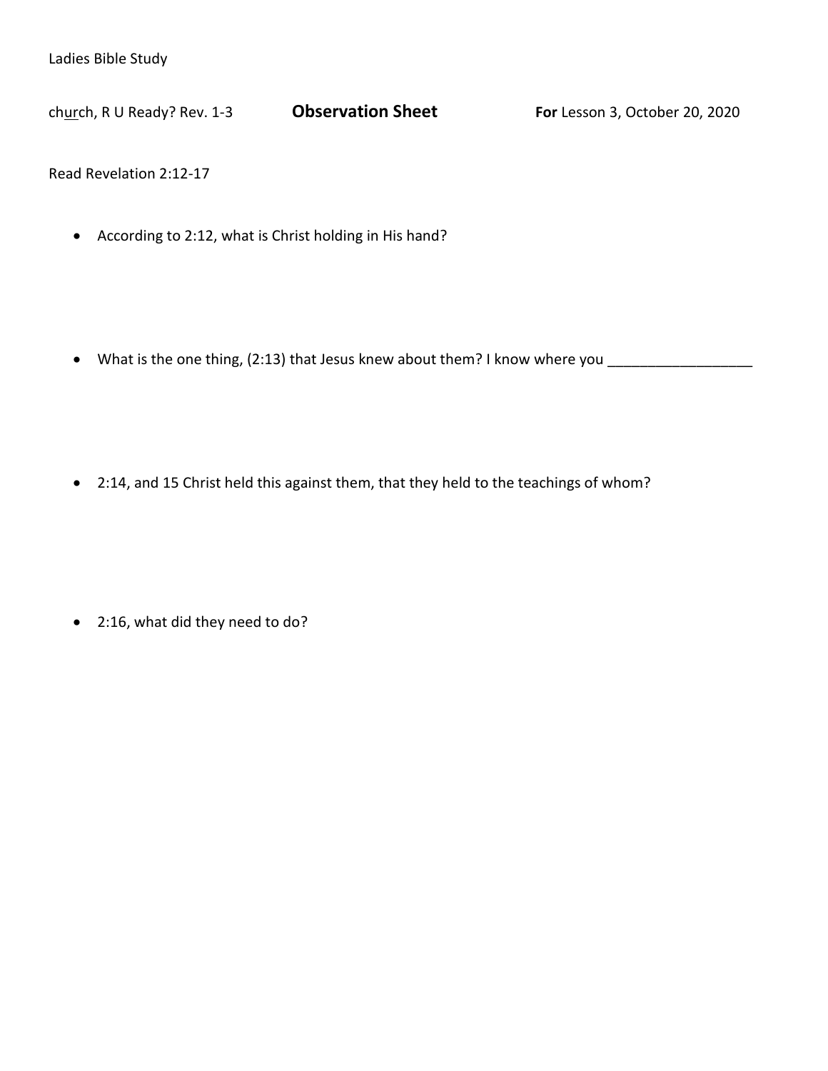Ladies Bible Study

ch<u>ur</u>ch, R U Ready? Rev. 1-3 **Observation Sheet** **For** Lesson 3, October 20, 2020

Read Revelation 2:12-17

- According to 2:12, what is Christ holding in His hand?

- What is the one thing, (2:13) that Jesus knew about them? I know where you __________________

- 2:14, and 15 Christ held this against them, that they held to the teachings of whom?

- 2:16, what did they need to do?